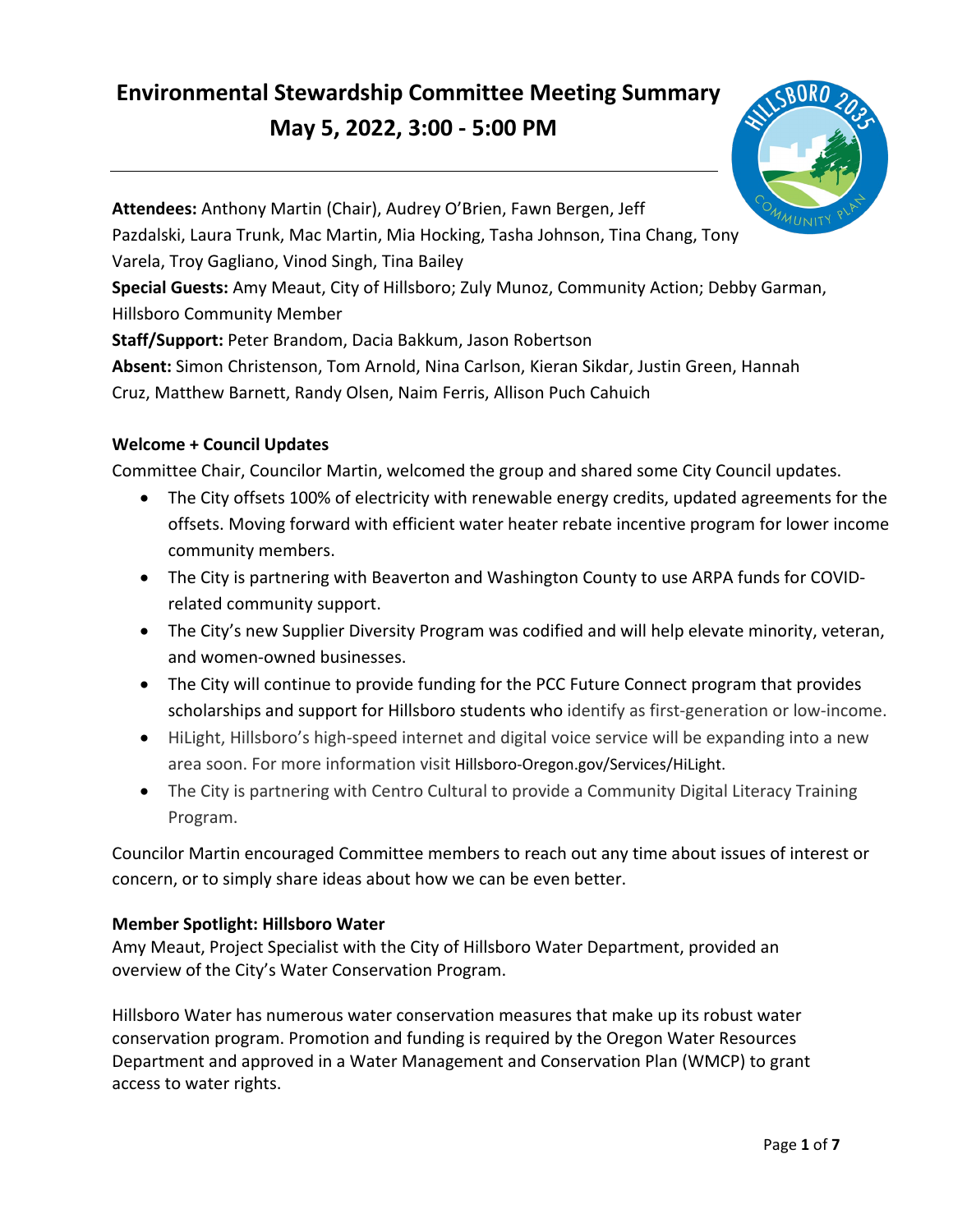# Environmental Stewardship Committee Meeting Summary

## May 5, 2022, 3:00 - 5:00 PM

**Attendees:** Anthony Martin (Chair), Audrey O'Brien, Fawn Bergen, Jeff Pazdalski, Laura Trunk, Mac Martin, Mia Hocking, Tasha Johnson, Tina Chang, Tony Varela, Troy Gagliano, Vinod Singh, Tina Bailey

**Special Guests:** Amy Meaut, City of Hillsboro; Zuly Munoz, Community Action; Debby Garman, Hillsboro Community Member

**Staff/Support:** Peter Brandom, Dacia Bakkum, Jason Robertson

**Absent:** Simon Christenson, Tom Arnold, Nina Carlson, Kieran Sikdar, Justin Green, Hannah Cruz, Matthew Barnett, Randy Olsen, Naim Ferris, Allison Puch Cahuich

**Welcome + Council Updates**

Committee Chair, Councilor Martin, welcomed the group and shared some City Council updates.

- The City offsets 100% of electricity with renewable energy credits, updated agreements for the offsets. Moving forward with efficient water heater rebate incentive program for lower income community members.
- The City is partnering with Beaverton and Washington County to use ARPA funds for COVID-related community support.
- The City's new Supplier Diversity Program was codified and will help elevate minority, veteran, and women-owned businesses.
- The City will continue to provide funding for the PCC Future Connect program that provides scholarships and support for Hillsboro students who identify as first-generation or low-income.
- HiLight, Hillsboro's high-speed internet and digital voice service will be expanding into a new area soon. For more information visit Hillsboro-Oregon.gov/Services/HiLight.
- The City is partnering with Centro Cultural to provide a Community Digital Literacy Training Program.

Councilor Martin encouraged Committee members to reach out any time about issues of interest or concern, or to simply share ideas about how we can be even better.

**Member Spotlight: Hillsboro Water**

Amy Meaut, Project Specialist with the City of Hillsboro Water Department, provided an overview of the City's Water Conservation Program.

Hillsboro Water has numerous water conservation measures that make up its robust water conservation program. Promotion and funding is required by the Oregon Water Resources Department and approved in a Water Management and Conservation Plan (WMCP) to grant access to water rights.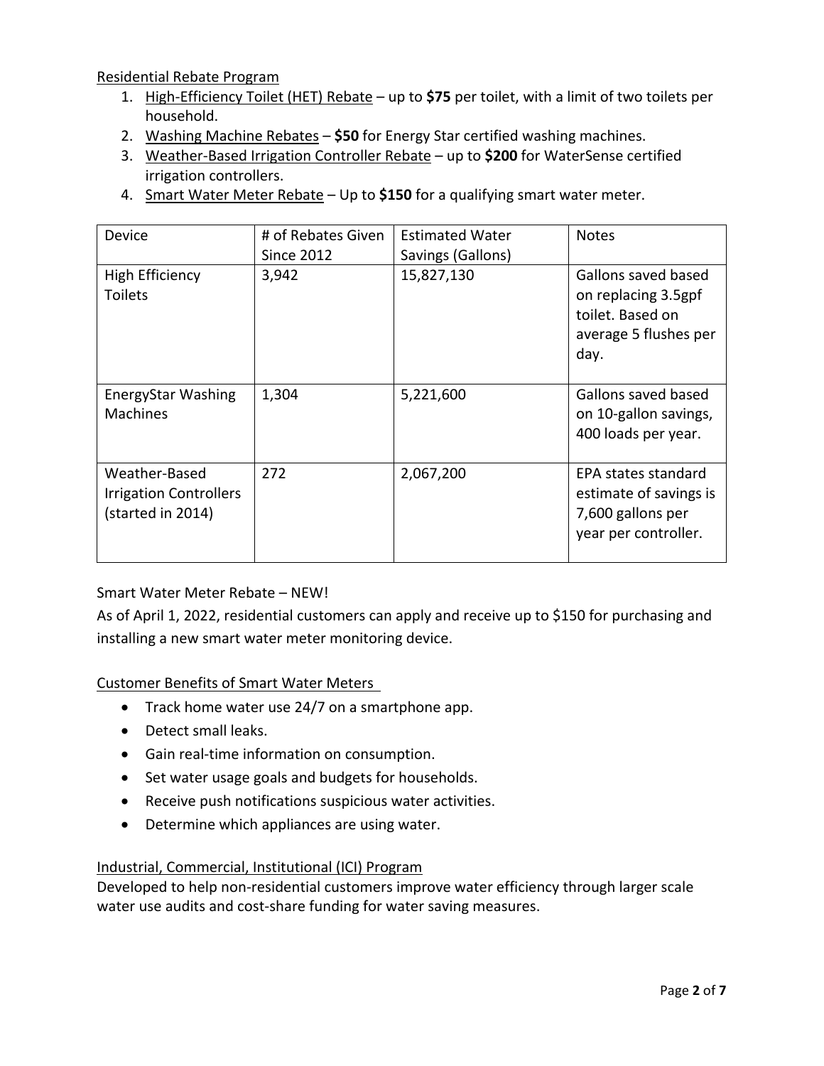Residential Rebate Program

1. High-Efficiency Toilet (HET) Rebate – up to **$75** per toilet, with a limit of two toilets per household.
2. Washing Machine Rebates – **$50** for Energy Star certified washing machines.
3. Weather-Based Irrigation Controller Rebate – up to **$200** for WaterSense certified irrigation controllers.
4. Smart Water Meter Rebate – Up to **$150** for a qualifying smart water meter.

| Device | # of Rebates Given Since 2012 | Estimated Water Savings (Gallons) | Notes |
|---|---|---|---|
| High Efficiency Toilets | 3,942 | 15,827,130 | Gallons saved based on replacing 3.5gpf toilet. Based on average 5 flushes per day. |
| EnergyStar Washing Machines | 1,304 | 5,221,600 | Gallons saved based on 10-gallon savings, 400 loads per year. |
| Weather-Based Irrigation Controllers (started in 2014) | 272 | 2,067,200 | EPA states standard estimate of savings is 7,600 gallons per year per controller. |

Smart Water Meter Rebate – NEW!

As of April 1, 2022, residential customers can apply and receive up to $150 for purchasing and installing a new smart water meter monitoring device.

Customer Benefits of Smart Water Meters

- Track home water use 24/7 on a smartphone app.
- Detect small leaks.
- Gain real-time information on consumption.
- Set water usage goals and budgets for households.
- Receive push notifications suspicious water activities.
- Determine which appliances are using water.

Industrial, Commercial, Institutional (ICI) Program

Developed to help non-residential customers improve water efficiency through larger scale water use audits and cost-share funding for water saving measures.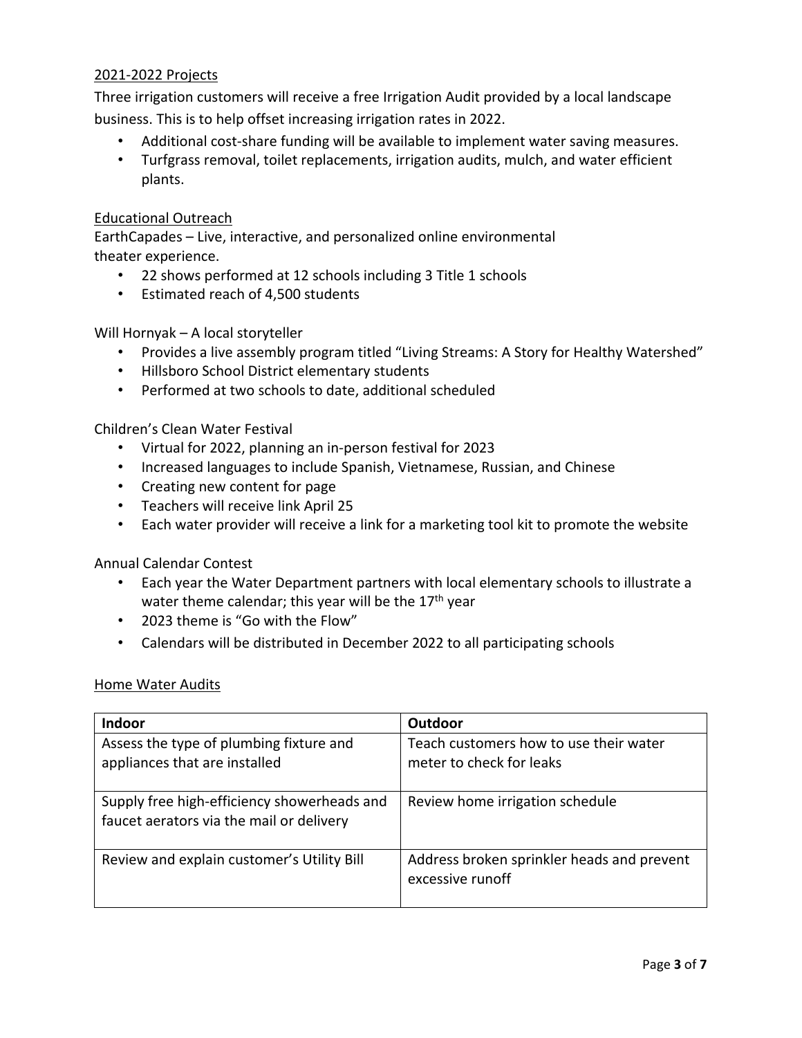## 2021-2022 Projects

Three irrigation customers will receive a free Irrigation Audit provided by a local landscape business. This is to help offset increasing irrigation rates in 2022.

- Additional cost-share funding will be available to implement water saving measures.
- Turfgrass removal, toilet replacements, irrigation audits, mulch, and water efficient plants.

## Educational Outreach

EarthCapades – Live, interactive, and personalized online environmental theater experience.

- 22 shows performed at 12 schools including 3 Title 1 schools
- Estimated reach of 4,500 students

Will Hornyak – A local storyteller

- Provides a live assembly program titled "Living Streams: A Story for Healthy Watershed"
- Hillsboro School District elementary students
- Performed at two schools to date, additional scheduled

Children's Clean Water Festival

- Virtual for 2022, planning an in-person festival for 2023
- Increased languages to include Spanish, Vietnamese, Russian, and Chinese
- Creating new content for page
- Teachers will receive link April 25
- Each water provider will receive a link for a marketing tool kit to promote the website

Annual Calendar Contest

- Each year the Water Department partners with local elementary schools to illustrate a water theme calendar; this year will be the 17th year
- 2023 theme is "Go with the Flow"
- Calendars will be distributed in December 2022 to all participating schools

## Home Water Audits

| Indoor | Outdoor |
|---|---|
| Assess the type of plumbing fixture and appliances that are installed | Teach customers how to use their water meter to check for leaks |
| Supply free high-efficiency showerheads and faucet aerators via the mail or delivery | Review home irrigation schedule |
| Review and explain customer's Utility Bill | Address broken sprinkler heads and prevent excessive runoff |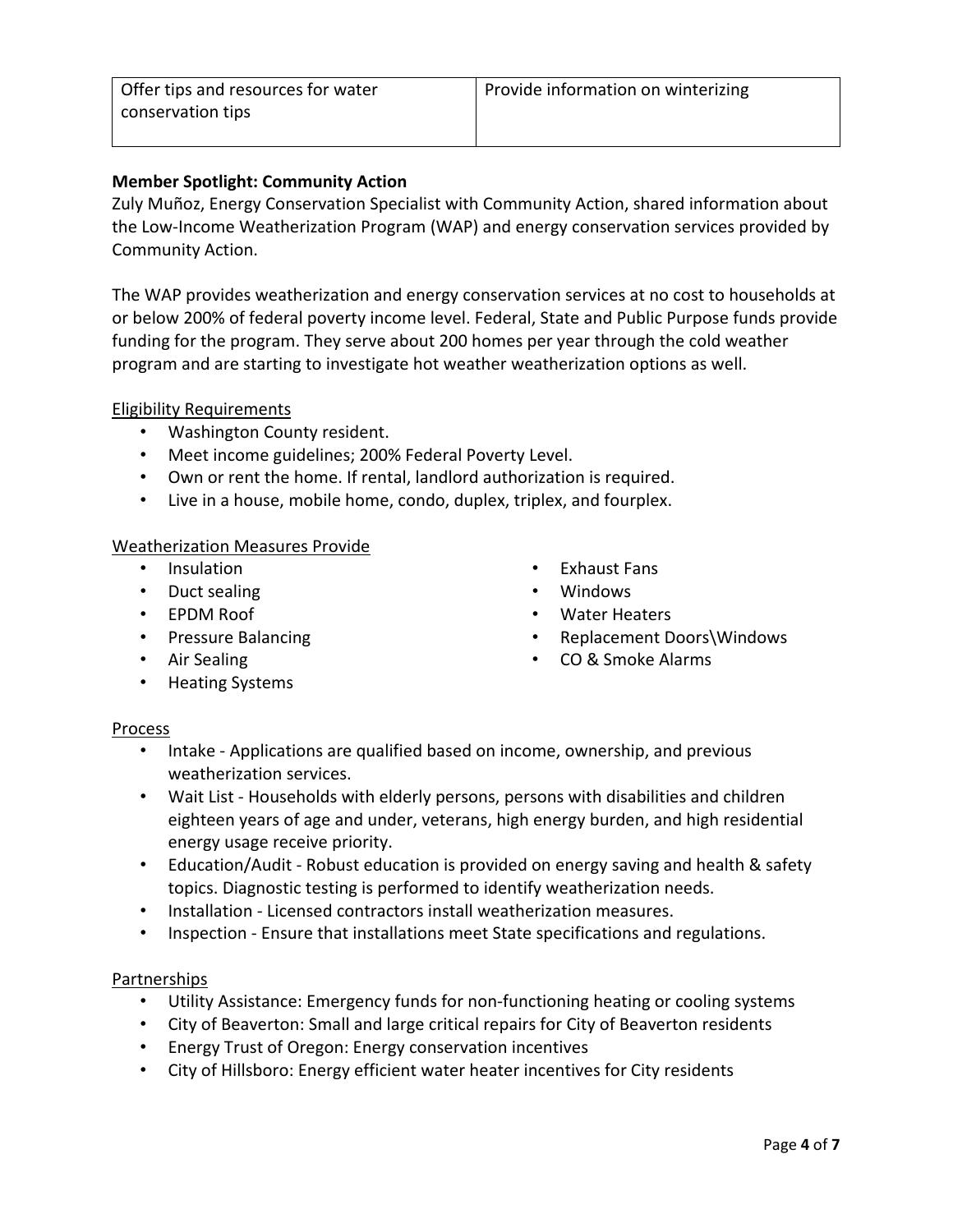| Offer tips and resources for water conservation tips | Provide information on winterizing |
|---|---|

**Member Spotlight: Community Action**

Zuly Muñoz, Energy Conservation Specialist with Community Action, shared information about the Low-Income Weatherization Program (WAP) and energy conservation services provided by Community Action.

The WAP provides weatherization and energy conservation services at no cost to households at or below 200% of federal poverty income level. Federal, State and Public Purpose funds provide funding for the program. They serve about 200 homes per year through the cold weather program and are starting to investigate hot weather weatherization options as well.

Eligibility Requirements

- Washington County resident.
- Meet income guidelines; 200% Federal Poverty Level.
- Own or rent the home. If rental, landlord authorization is required.
- Live in a house, mobile home, condo, duplex, triplex, and fourplex.

Weatherization Measures Provide

- Insulation
- Duct sealing
- EPDM Roof
- Pressure Balancing
- Air Sealing
- Heating Systems
- Exhaust Fans
- Windows
- Water Heaters
- Replacement Doors\Windows
- CO & Smoke Alarms

Process

- Intake - Applications are qualified based on income, ownership, and previous weatherization services.
- Wait List - Households with elderly persons, persons with disabilities and children eighteen years of age and under, veterans, high energy burden, and high residential energy usage receive priority.
- Education/Audit - Robust education is provided on energy saving and health & safety topics. Diagnostic testing is performed to identify weatherization needs.
- Installation - Licensed contractors install weatherization measures.
- Inspection - Ensure that installations meet State specifications and regulations.

Partnerships

- Utility Assistance: Emergency funds for non-functioning heating or cooling systems
- City of Beaverton: Small and large critical repairs for City of Beaverton residents
- Energy Trust of Oregon: Energy conservation incentives
- City of Hillsboro: Energy efficient water heater incentives for City residents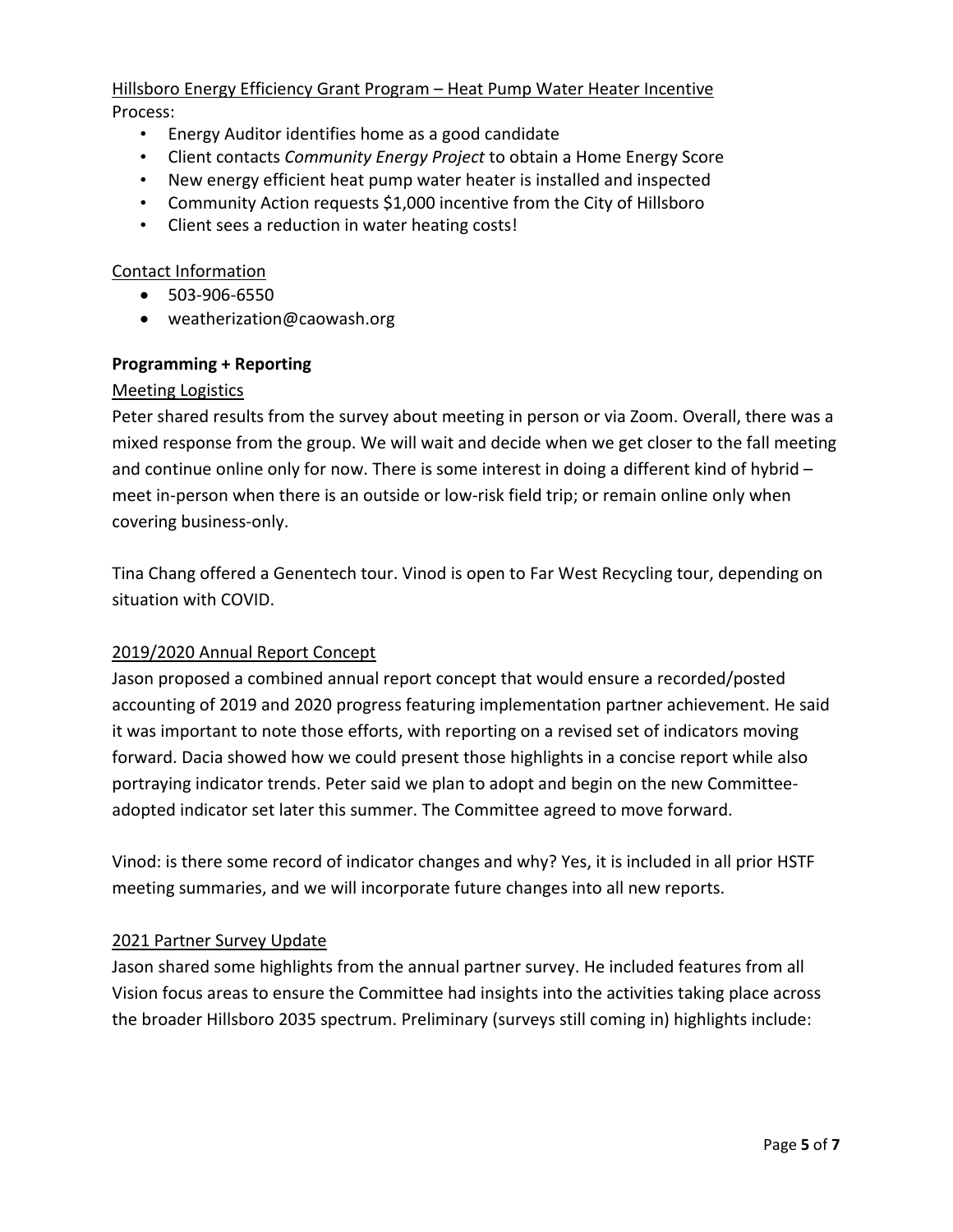Hillsboro Energy Efficiency Grant Program – Heat Pump Water Heater Incentive

Process:

- Energy Auditor identifies home as a good candidate
- Client contacts *Community Energy Project* to obtain a Home Energy Score
- New energy efficient heat pump water heater is installed and inspected
- Community Action requests $1,000 incentive from the City of Hillsboro
- Client sees a reduction in water heating costs!

Contact Information

- 503-906-6550
- weatherization@caowash.org

**Programming + Reporting**

Meeting Logistics

Peter shared results from the survey about meeting in person or via Zoom. Overall, there was a mixed response from the group. We will wait and decide when we get closer to the fall meeting and continue online only for now. There is some interest in doing a different kind of hybrid – meet in-person when there is an outside or low-risk field trip; or remain online only when covering business-only.

Tina Chang offered a Genentech tour. Vinod is open to Far West Recycling tour, depending on situation with COVID.

2019/2020 Annual Report Concept

Jason proposed a combined annual report concept that would ensure a recorded/posted accounting of 2019 and 2020 progress featuring implementation partner achievement. He said it was important to note those efforts, with reporting on a revised set of indicators moving forward. Dacia showed how we could present those highlights in a concise report while also portraying indicator trends. Peter said we plan to adopt and begin on the new Committee-adopted indicator set later this summer. The Committee agreed to move forward.

Vinod: is there some record of indicator changes and why? Yes, it is included in all prior HSTF meeting summaries, and we will incorporate future changes into all new reports.

2021 Partner Survey Update

Jason shared some highlights from the annual partner survey. He included features from all Vision focus areas to ensure the Committee had insights into the activities taking place across the broader Hillsboro 2035 spectrum. Preliminary (surveys still coming in) highlights include: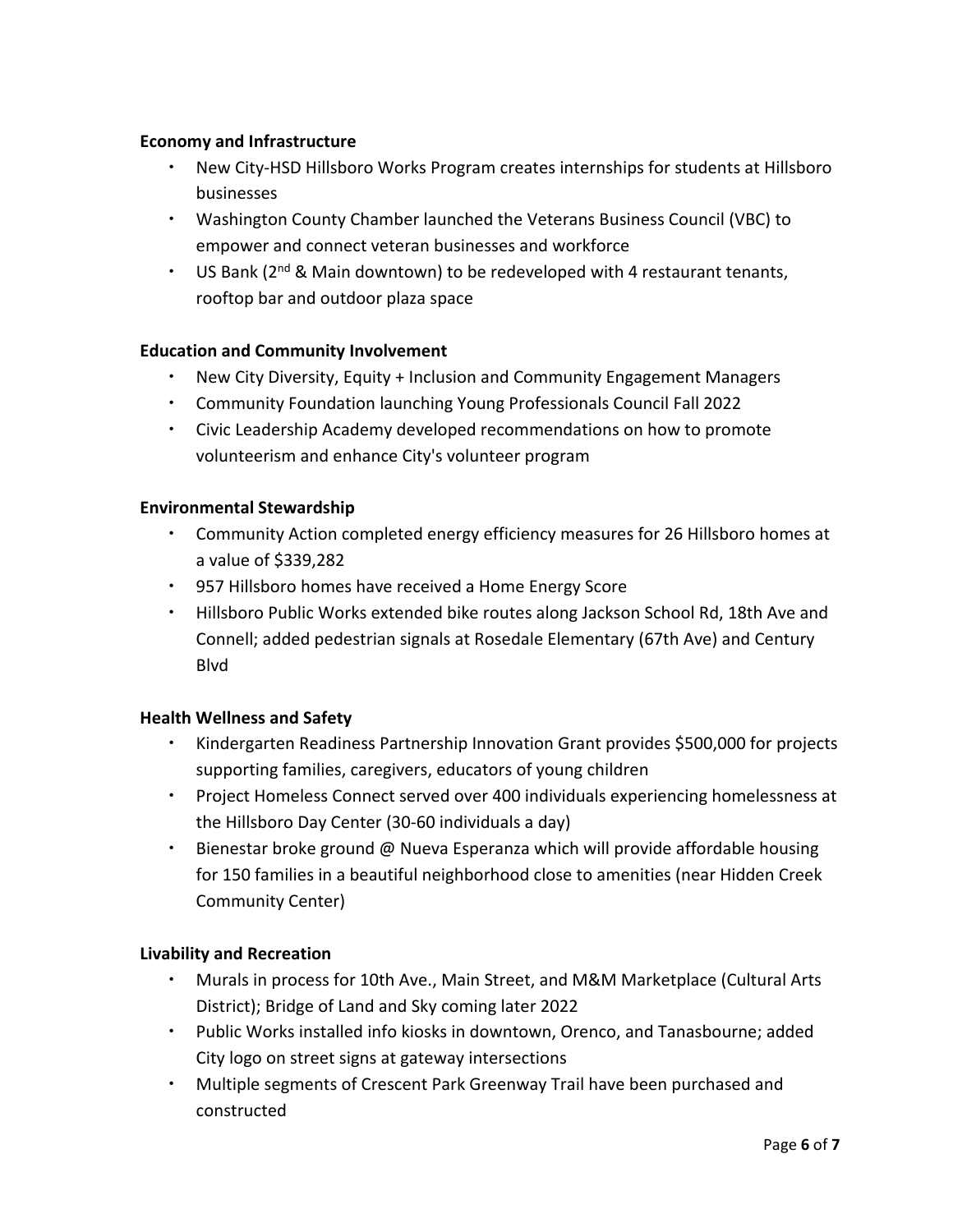**Economy and Infrastructure**

- New City-HSD Hillsboro Works Program creates internships for students at Hillsboro businesses
- Washington County Chamber launched the Veterans Business Council (VBC) to empower and connect veteran businesses and workforce
- US Bank (2nd & Main downtown) to be redeveloped with 4 restaurant tenants, rooftop bar and outdoor plaza space

**Education and Community Involvement**

- New City Diversity, Equity + Inclusion and Community Engagement Managers
- Community Foundation launching Young Professionals Council Fall 2022
- Civic Leadership Academy developed recommendations on how to promote volunteerism and enhance City's volunteer program

**Environmental Stewardship**

- Community Action completed energy efficiency measures for 26 Hillsboro homes at a value of $339,282
- 957 Hillsboro homes have received a Home Energy Score
- Hillsboro Public Works extended bike routes along Jackson School Rd, 18th Ave and Connell; added pedestrian signals at Rosedale Elementary (67th Ave) and Century Blvd

**Health Wellness and Safety**

- Kindergarten Readiness Partnership Innovation Grant provides $500,000 for projects supporting families, caregivers, educators of young children
- Project Homeless Connect served over 400 individuals experiencing homelessness at the Hillsboro Day Center (30-60 individuals a day)
- Bienestar broke ground @ Nueva Esperanza which will provide affordable housing for 150 families in a beautiful neighborhood close to amenities (near Hidden Creek Community Center)

**Livability and Recreation**

- Murals in process for 10th Ave., Main Street, and M&M Marketplace (Cultural Arts District); Bridge of Land and Sky coming later 2022
- Public Works installed info kiosks in downtown, Orenco, and Tanasbourne; added City logo on street signs at gateway intersections
- Multiple segments of Crescent Park Greenway Trail have been purchased and constructed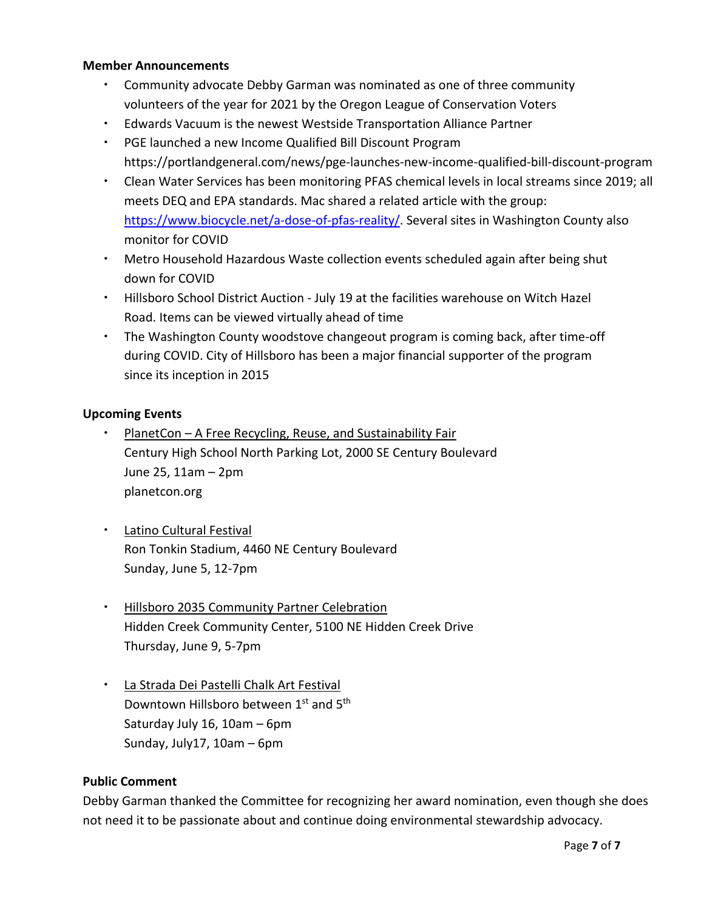**Member Announcements**

- Community advocate Debby Garman was nominated as one of three community volunteers of the year for 2021 by the Oregon League of Conservation Voters
- Edwards Vacuum is the newest Westside Transportation Alliance Partner
- PGE launched a new Income Qualified Bill Discount Program https://portlandgeneral.com/news/pge-launches-new-income-qualified-bill-discount-program
- Clean Water Services has been monitoring PFAS chemical levels in local streams since 2019; all meets DEQ and EPA standards. Mac shared a related article with the group: https://www.biocycle.net/a-dose-of-pfas-reality/. Several sites in Washington County also monitor for COVID
- Metro Household Hazardous Waste collection events scheduled again after being shut down for COVID
- Hillsboro School District Auction - July 19 at the facilities warehouse on Witch Hazel Road. Items can be viewed virtually ahead of time
- The Washington County woodstove changeout program is coming back, after time-off during COVID. City of Hillsboro has been a major financial supporter of the program since its inception in 2015

**Upcoming Events**

- PlanetCon – A Free Recycling, Reuse, and Sustainability Fair
  Century High School North Parking Lot, 2000 SE Century Boulevard
  June 25, 11am – 2pm
  planetcon.org

- Latino Cultural Festival
  Ron Tonkin Stadium, 4460 NE Century Boulevard
  Sunday, June 5, 12-7pm

- Hillsboro 2035 Community Partner Celebration
  Hidden Creek Community Center, 5100 NE Hidden Creek Drive
  Thursday, June 9, 5-7pm

- La Strada Dei Pastelli Chalk Art Festival
  Downtown Hillsboro between 1st and 5th
  Saturday July 16, 10am – 6pm
  Sunday, July17, 10am – 6pm

**Public Comment**

Debby Garman thanked the Committee for recognizing her award nomination, even though she does not need it to be passionate about and continue doing environmental stewardship advocacy.